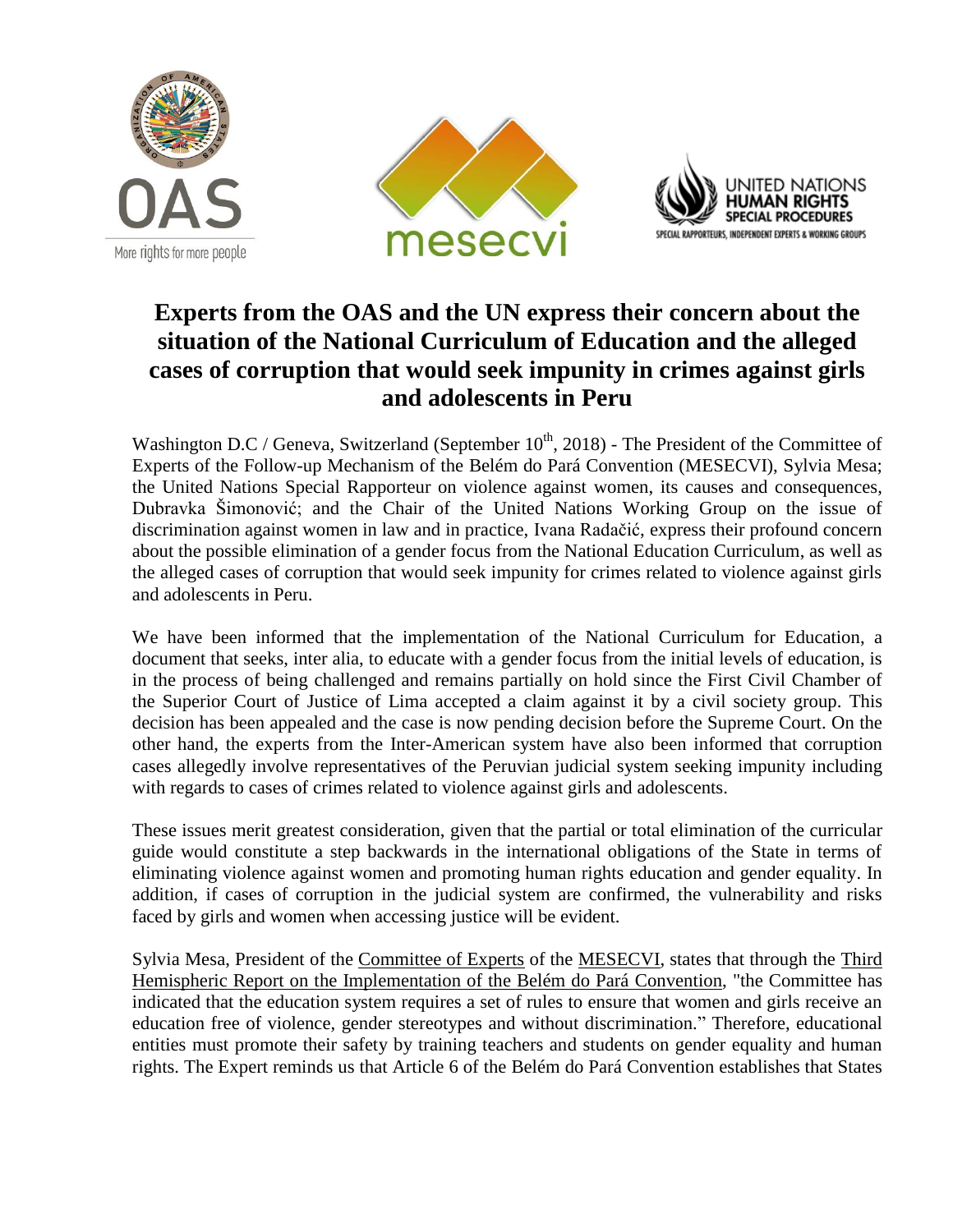# Experts from the OAS and the UN express their concern about the situation of the National Curriculum of Education and the alleged cases of corruption that would seek impunity in crimes against girls and adolescents in Peru

Washington D.C / Geneva, Switzerland (September 10th, 2018) - The President of the Committee of Experts of the Follow-up Mechanism of the Belém do Pará Convention (MESECVI), Sylvia Mesa; the United Nations Special Rapporteur on violence against women, its causes and consequences, Dubravka Šimonović; and the Chair of the United Nations Working Group on the issue of discrimination against women in law and in practice, Ivana Radačić, express their profound concern about the possible elimination of a gender focus from the National Education Curriculum, as well as the alleged cases of corruption that would seek impunity for crimes related to violence against girls and adolescents in Peru.

We have been informed that the implementation of the National Curriculum for Education, a document that seeks, inter alia, to educate with a gender focus from the initial levels of education, is in the process of being challenged and remains partially on hold since the First Civil Chamber of the Superior Court of Justice of Lima accepted a claim against it by a civil society group. This decision has been appealed and the case is now pending decision before the Supreme Court. On the other hand, the experts from the Inter-American system have also been informed that corruption cases allegedly involve representatives of the Peruvian judicial system seeking impunity including with regards to cases of crimes related to violence against girls and adolescents.

These issues merit greatest consideration, given that the partial or total elimination of the curricular guide would constitute a step backwards in the international obligations of the State in terms of eliminating violence against women and promoting human rights education and gender equality. In addition, if cases of corruption in the judicial system are confirmed, the vulnerability and risks faced by girls and women when accessing justice will be evident.

Sylvia Mesa, President of the Committee of Experts of the MESECVI, states that through the Third Hemispheric Report on the Implementation of the Belém do Pará Convention, "the Committee has indicated that the education system requires a set of rules to ensure that women and girls receive an education free of violence, gender stereotypes and without discrimination." Therefore, educational entities must promote their safety by training teachers and students on gender equality and human rights. The Expert reminds us that Article 6 of the Belém do Pará Convention establishes that States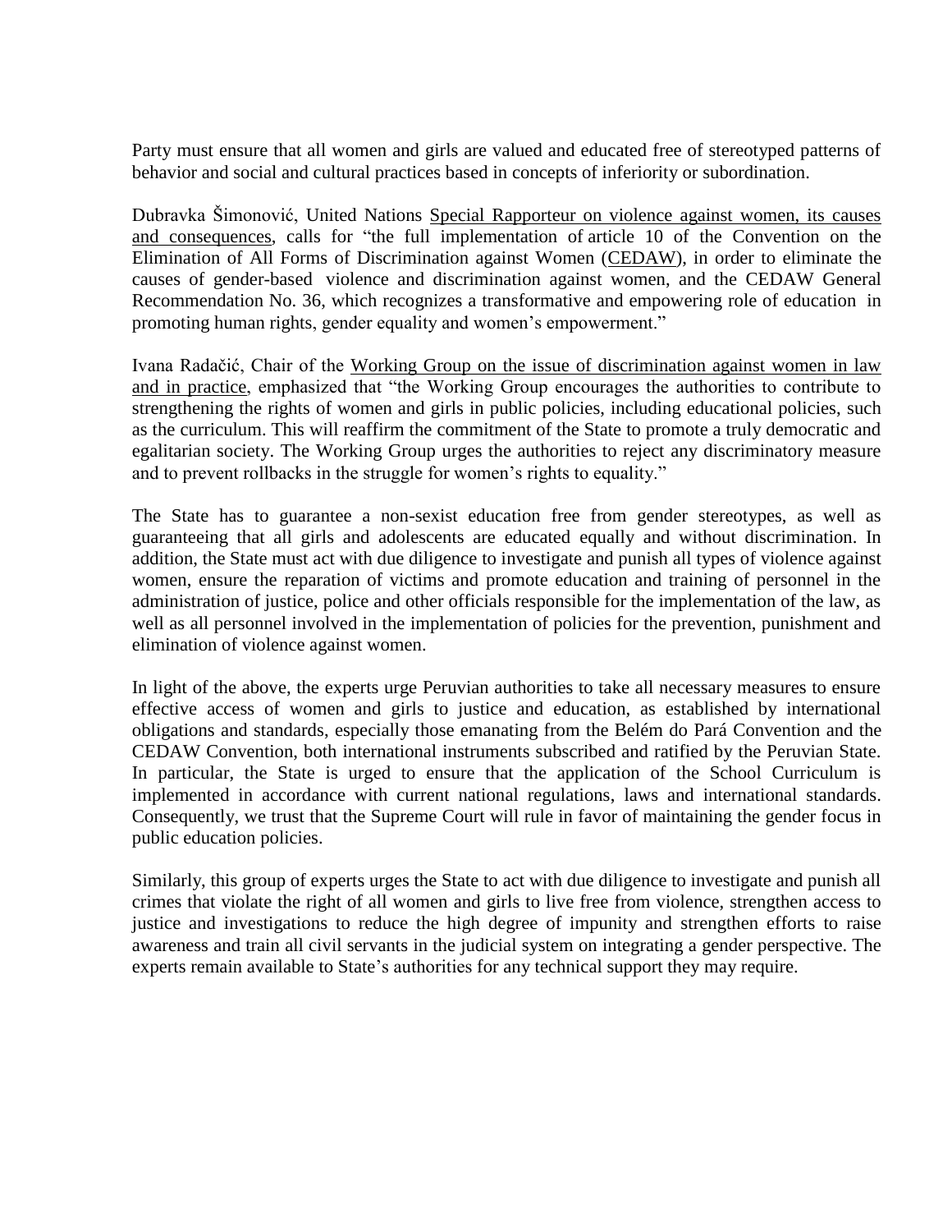Party must ensure that all women and girls are valued and educated free of stereotyped patterns of behavior and social and cultural practices based in concepts of inferiority or subordination.

Dubravka Šimonović, United Nations Special Rapporteur on violence against women, its causes and consequences, calls for "the full implementation of article 10 of the Convention on the Elimination of All Forms of Discrimination against Women (CEDAW), in order to eliminate the causes of gender-based violence and discrimination against women, and the CEDAW General Recommendation No. 36, which recognizes a transformative and empowering role of education in promoting human rights, gender equality and women's empowerment."

Ivana Radačić, Chair of the Working Group on the issue of discrimination against women in law and in practice, emphasized that "the Working Group encourages the authorities to contribute to strengthening the rights of women and girls in public policies, including educational policies, such as the curriculum. This will reaffirm the commitment of the State to promote a truly democratic and egalitarian society. The Working Group urges the authorities to reject any discriminatory measure and to prevent rollbacks in the struggle for women's rights to equality."

The State has to guarantee a non-sexist education free from gender stereotypes, as well as guaranteeing that all girls and adolescents are educated equally and without discrimination. In addition, the State must act with due diligence to investigate and punish all types of violence against women, ensure the reparation of victims and promote education and training of personnel in the administration of justice, police and other officials responsible for the implementation of the law, as well as all personnel involved in the implementation of policies for the prevention, punishment and elimination of violence against women.

In light of the above, the experts urge Peruvian authorities to take all necessary measures to ensure effective access of women and girls to justice and education, as established by international obligations and standards, especially those emanating from the Belém do Pará Convention and the CEDAW Convention, both international instruments subscribed and ratified by the Peruvian State. In particular, the State is urged to ensure that the application of the School Curriculum is implemented in accordance with current national regulations, laws and international standards. Consequently, we trust that the Supreme Court will rule in favor of maintaining the gender focus in public education policies.

Similarly, this group of experts urges the State to act with due diligence to investigate and punish all crimes that violate the right of all women and girls to live free from violence, strengthen access to justice and investigations to reduce the high degree of impunity and strengthen efforts to raise awareness and train all civil servants in the judicial system on integrating a gender perspective. The experts remain available to State's authorities for any technical support they may require.